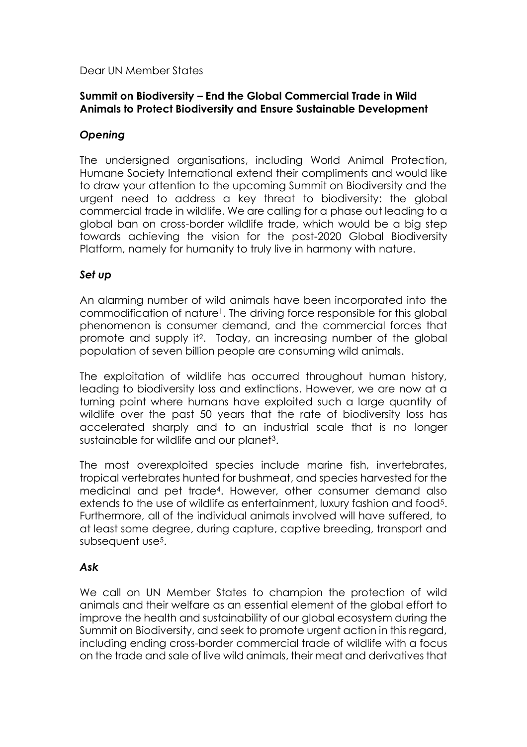Dear UN Member States

**Summit on Biodiversity – End the Global Commercial Trade in Wild Animals to Protect Biodiversity and Ensure Sustainable Development**

***Opening***

The undersigned organisations, including World Animal Protection, Humane Society International extend their compliments and would like to draw your attention to the upcoming Summit on Biodiversity and the urgent need to address a key threat to biodiversity: the global commercial trade in wildlife. We are calling for a phase out leading to a global ban on cross-border wildlife trade, which would be a big step towards achieving the vision for the post-2020 Global Biodiversity Platform, namely for humanity to truly live in harmony with nature.

***Set up***

An alarming number of wild animals have been incorporated into the commodification of nature[1]. The driving force responsible for this global phenomenon is consumer demand, and the commercial forces that promote and supply it[2]. Today, an increasing number of the global population of seven billion people are consuming wild animals.

The exploitation of wildlife has occurred throughout human history, leading to biodiversity loss and extinctions. However, we are now at a turning point where humans have exploited such a large quantity of wildlife over the past 50 years that the rate of biodiversity loss has accelerated sharply and to an industrial scale that is no longer sustainable for wildlife and our planet[3].

The most overexploited species include marine fish, invertebrates, tropical vertebrates hunted for bushmeat, and species harvested for the medicinal and pet trade[4]. However, other consumer demand also extends to the use of wildlife as entertainment, luxury fashion and food[5]. Furthermore, all of the individual animals involved will have suffered, to at least some degree, during capture, captive breeding, transport and subsequent use[5].

***Ask***

We call on UN Member States to champion the protection of wild animals and their welfare as an essential element of the global effort to improve the health and sustainability of our global ecosystem during the Summit on Biodiversity, and seek to promote urgent action in this regard, including ending cross-border commercial trade of wildlife with a focus on the trade and sale of live wild animals, their meat and derivatives that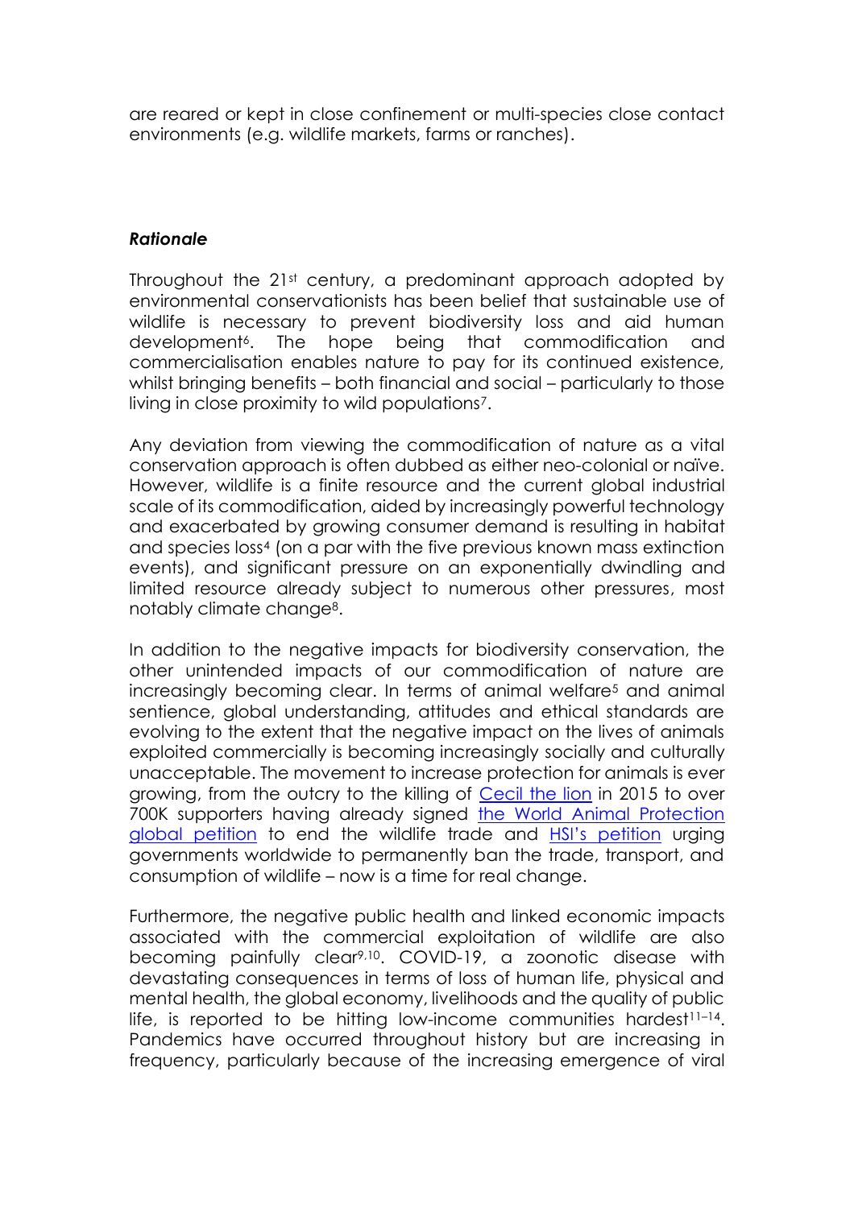are reared or kept in close confinement or multi-species close contact environments (e.g. wildlife markets, farms or ranches).

***Rationale***

Throughout the 21st century, a predominant approach adopted by environmental conservationists has been belief that sustainable use of wildlife is necessary to prevent biodiversity loss and aid human development[6]. The hope being that commodification and commercialisation enables nature to pay for its continued existence, whilst bringing benefits – both financial and social – particularly to those living in close proximity to wild populations[7].

Any deviation from viewing the commodification of nature as a vital conservation approach is often dubbed as either neo-colonial or naïve. However, wildlife is a finite resource and the current global industrial scale of its commodification, aided by increasingly powerful technology and exacerbated by growing consumer demand is resulting in habitat and species loss[4] (on a par with the five previous known mass extinction events), and significant pressure on an exponentially dwindling and limited resource already subject to numerous other pressures, most notably climate change[8].

In addition to the negative impacts for biodiversity conservation, the other unintended impacts of our commodification of nature are increasingly becoming clear. In terms of animal welfare[5] and animal sentience, global understanding, attitudes and ethical standards are evolving to the extent that the negative impact on the lives of animals exploited commercially is becoming increasingly socially and culturally unacceptable. The movement to increase protection for animals is ever growing, from the outcry to the killing of Cecil the lion in 2015 to over 700K supporters having already signed the World Animal Protection global petition to end the wildlife trade and HSI's petition urging governments worldwide to permanently ban the trade, transport, and consumption of wildlife – now is a time for real change.

Furthermore, the negative public health and linked economic impacts associated with the commercial exploitation of wildlife are also becoming painfully clear[9,10]. COVID-19, a zoonotic disease with devastating consequences in terms of loss of human life, physical and mental health, the global economy, livelihoods and the quality of public life, is reported to be hitting low-income communities hardest[11–14]. Pandemics have occurred throughout history but are increasing in frequency, particularly because of the increasing emergence of viral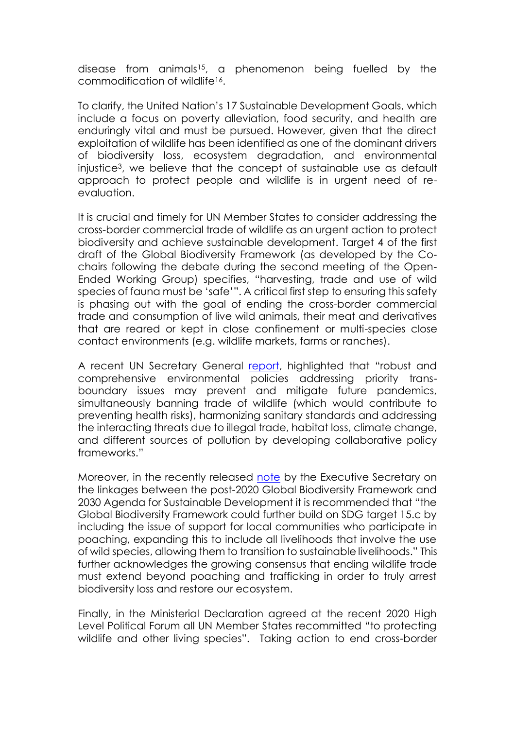disease from animals[15], a phenomenon being fuelled by the commodification of wildlife[16].

To clarify, the United Nation's 17 Sustainable Development Goals, which include a focus on poverty alleviation, food security, and health are enduringly vital and must be pursued. However, given that the direct exploitation of wildlife has been identified as one of the dominant drivers of biodiversity loss, ecosystem degradation, and environmental injustice[3], we believe that the concept of sustainable use as default approach to protect people and wildlife is in urgent need of re-evaluation.

It is crucial and timely for UN Member States to consider addressing the cross-border commercial trade of wildlife as an urgent action to protect biodiversity and achieve sustainable development. Target 4 of the first draft of the Global Biodiversity Framework (as developed by the Co-chairs following the debate during the second meeting of the Open-Ended Working Group) specifies, "harvesting, trade and use of wild species of fauna must be 'safe'". A critical first step to ensuring this safety is phasing out with the goal of ending the cross-border commercial trade and consumption of live wild animals, their meat and derivatives that are reared or kept in close confinement or multi-species close contact environments (e.g. wildlife markets, farms or ranches).

A recent UN Secretary General report, highlighted that "robust and comprehensive environmental policies addressing priority trans-boundary issues may prevent and mitigate future pandemics, simultaneously banning trade of wildlife (which would contribute to preventing health risks), harmonizing sanitary standards and addressing the interacting threats due to illegal trade, habitat loss, climate change, and different sources of pollution by developing collaborative policy frameworks."

Moreover, in the recently released note by the Executive Secretary on the linkages between the post-2020 Global Biodiversity Framework and 2030 Agenda for Sustainable Development it is recommended that "the Global Biodiversity Framework could further build on SDG target 15.c by including the issue of support for local communities who participate in poaching, expanding this to include all livelihoods that involve the use of wild species, allowing them to transition to sustainable livelihoods." This further acknowledges the growing consensus that ending wildlife trade must extend beyond poaching and trafficking in order to truly arrest biodiversity loss and restore our ecosystem.

Finally, in the Ministerial Declaration agreed at the recent 2020 High Level Political Forum all UN Member States recommitted "to protecting wildlife and other living species". Taking action to end cross-border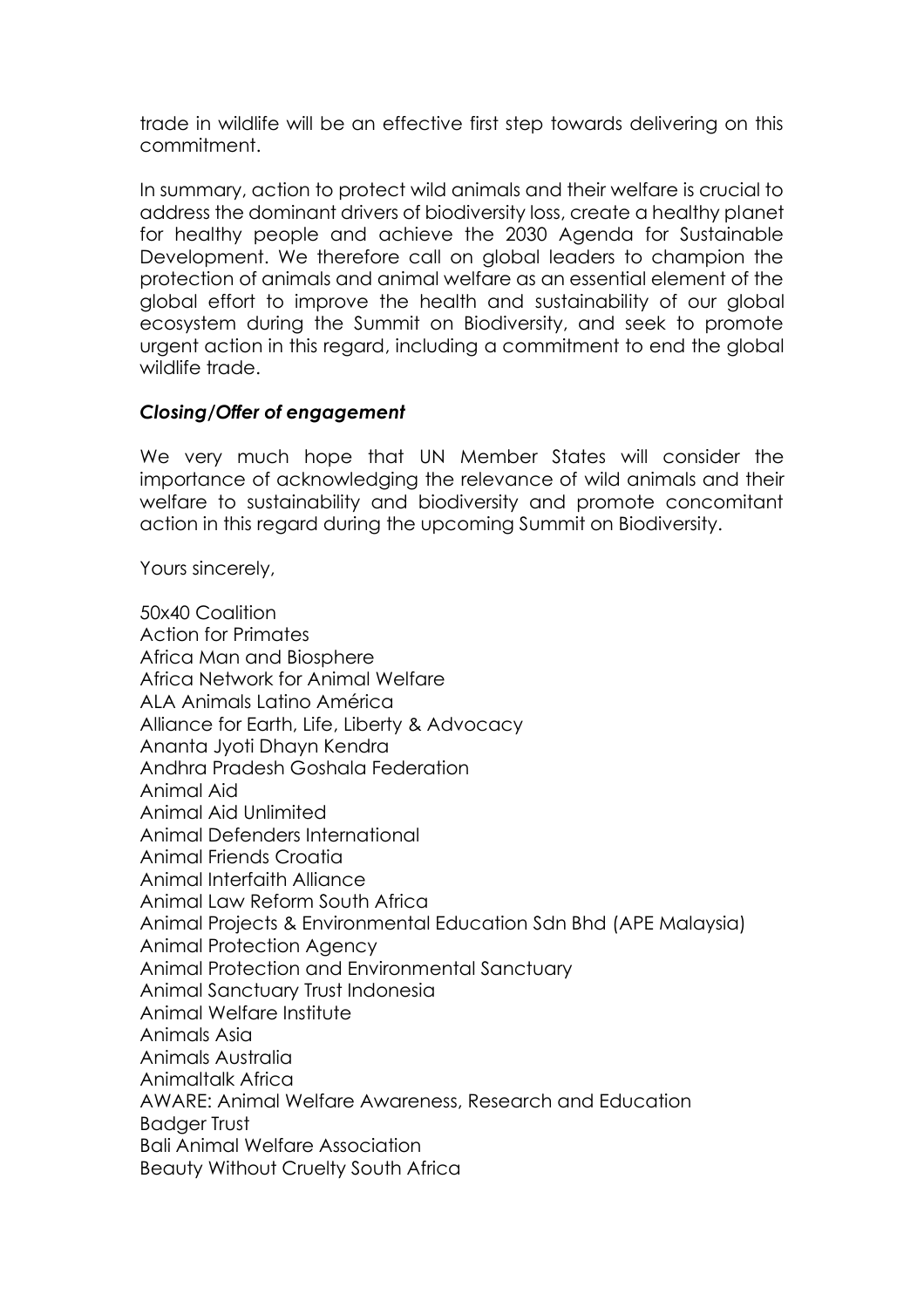trade in wildlife will be an effective first step towards delivering on this commitment.

In summary, action to protect wild animals and their welfare is crucial to address the dominant drivers of biodiversity loss, create a healthy planet for healthy people and achieve the 2030 Agenda for Sustainable Development. We therefore call on global leaders to champion the protection of animals and animal welfare as an essential element of the global effort to improve the health and sustainability of our global ecosystem during the Summit on Biodiversity, and seek to promote urgent action in this regard, including a commitment to end the global wildlife trade.

***Closing/Offer of engagement***

We very much hope that UN Member States will consider the importance of acknowledging the relevance of wild animals and their welfare to sustainability and biodiversity and promote concomitant action in this regard during the upcoming Summit on Biodiversity.

Yours sincerely,

50x40 Coalition
Action for Primates
Africa Man and Biosphere
Africa Network for Animal Welfare
ALA Animals Latino América
Alliance for Earth, Life, Liberty & Advocacy
Ananta Jyoti Dhayn Kendra
Andhra Pradesh Goshala Federation
Animal Aid
Animal Aid Unlimited
Animal Defenders International
Animal Friends Croatia
Animal Interfaith Alliance
Animal Law Reform South Africa
Animal Projects & Environmental Education Sdn Bhd (APE Malaysia)
Animal Protection Agency
Animal Protection and Environmental Sanctuary
Animal Sanctuary Trust Indonesia
Animal Welfare Institute
Animals Asia
Animals Australia
Animaltalk Africa
AWARE: Animal Welfare Awareness, Research and Education
Badger Trust
Bali Animal Welfare Association
Beauty Without Cruelty South Africa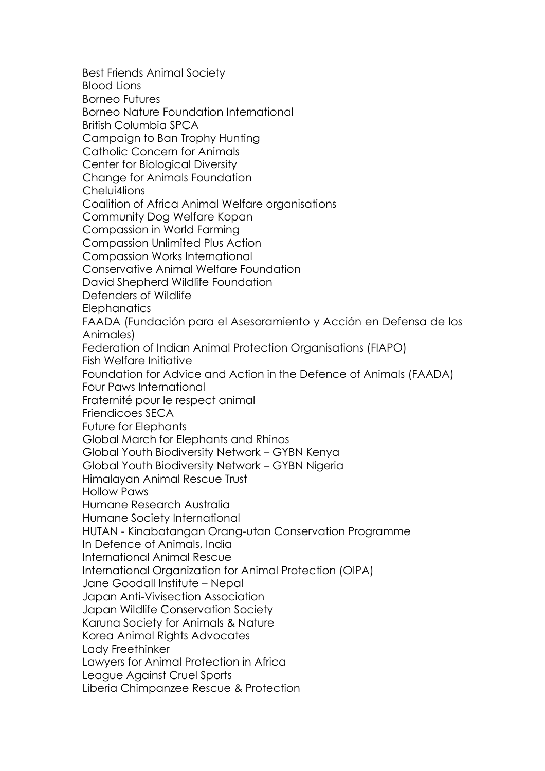Best Friends Animal Society
Blood Lions
Borneo Futures
Borneo Nature Foundation International
British Columbia SPCA
Campaign to Ban Trophy Hunting
Catholic Concern for Animals
Center for Biological Diversity
Change for Animals Foundation
Chelui4lions
Coalition of Africa Animal Welfare organisations
Community Dog Welfare Kopan
Compassion in World Farming
Compassion Unlimited Plus Action
Compassion Works International
Conservative Animal Welfare Foundation
David Shepherd Wildlife Foundation
Defenders of Wildlife
Elephanatics
FAADA (Fundación para el Asesoramiento y Acción en Defensa de los Animales)
Federation of Indian Animal Protection Organisations (FIAPO)
Fish Welfare Initiative
Foundation for Advice and Action in the Defence of Animals (FAADA)
Four Paws International
Fraternité pour le respect animal
Friendicoes SECA
Future for Elephants
Global March for Elephants and Rhinos
Global Youth Biodiversity Network – GYBN Kenya
Global Youth Biodiversity Network – GYBN Nigeria
Himalayan Animal Rescue Trust
Hollow Paws
Humane Research Australia
Humane Society International
HUTAN - Kinabatangan Orang-utan Conservation Programme
In Defence of Animals, India
International Animal Rescue
International Organization for Animal Protection (OIPA)
Jane Goodall Institute – Nepal
Japan Anti-Vivisection Association
Japan Wildlife Conservation Society
Karuna Society for Animals & Nature
Korea Animal Rights Advocates
Lady Freethinker
Lawyers for Animal Protection in Africa
League Against Cruel Sports
Liberia Chimpanzee Rescue & Protection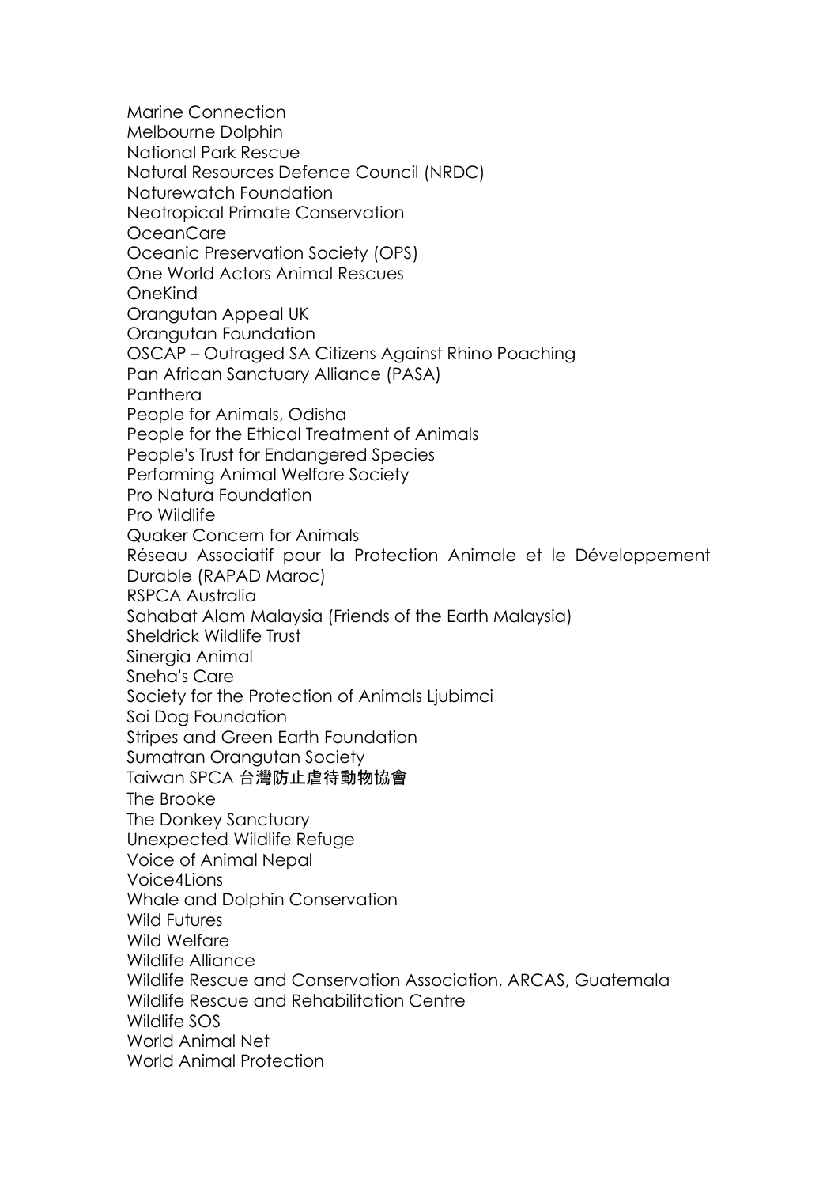Marine Connection
Melbourne Dolphin
National Park Rescue
Natural Resources Defence Council (NRDC)
Naturewatch Foundation
Neotropical Primate Conservation
OceanCare
Oceanic Preservation Society (OPS)
One World Actors Animal Rescues
OneKind
Orangutan Appeal UK
Orangutan Foundation
OSCAP – Outraged SA Citizens Against Rhino Poaching
Pan African Sanctuary Alliance (PASA)
Panthera
People for Animals, Odisha
People for the Ethical Treatment of Animals
People's Trust for Endangered Species
Performing Animal Welfare Society
Pro Natura Foundation
Pro Wildlife
Quaker Concern for Animals
Réseau Associatif pour la Protection Animale et le Développement Durable (RAPAD Maroc)
RSPCA Australia
Sahabat Alam Malaysia (Friends of the Earth Malaysia)
Sheldrick Wildlife Trust
Sinergia Animal
Sneha's Care
Society for the Protection of Animals Ljubimci
Soi Dog Foundation
Stripes and Green Earth Foundation
Sumatran Orangutan Society
Taiwan SPCA 台灣防止虐待動物協會
The Brooke
The Donkey Sanctuary
Unexpected Wildlife Refuge
Voice of Animal Nepal
Voice4Lions
Whale and Dolphin Conservation
Wild Futures
Wild Welfare
Wildlife Alliance
Wildlife Rescue and Conservation Association, ARCAS, Guatemala
Wildlife Rescue and Rehabilitation Centre
Wildlife SOS
World Animal Net
World Animal Protection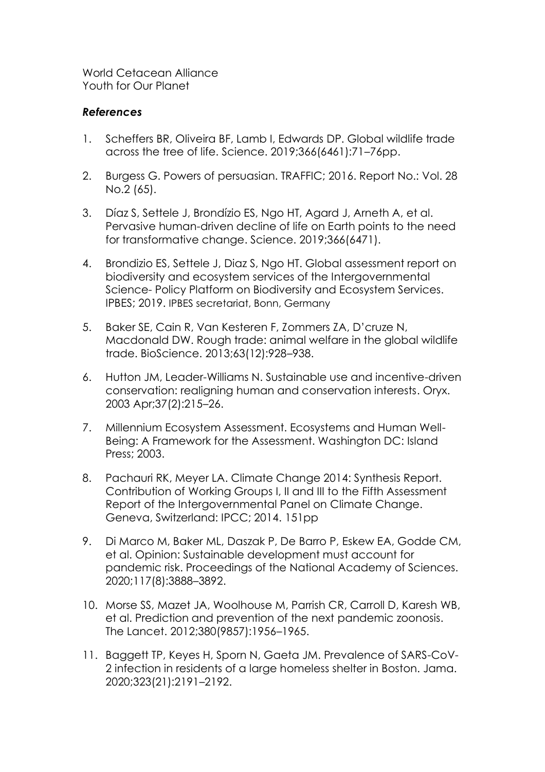World Cetacean Alliance
Youth for Our Planet

***References***

1. Scheffers BR, Oliveira BF, Lamb I, Edwards DP. Global wildlife trade across the tree of life. Science. 2019;366(6461):71–76pp.

2. Burgess G. Powers of persuasian. TRAFFIC; 2016. Report No.: Vol. 28 No.2 (65).

3. Díaz S, Settele J, Brondízio ES, Ngo HT, Agard J, Arneth A, et al. Pervasive human-driven decline of life on Earth points to the need for transformative change. Science. 2019;366(6471).

4. Brondizio ES, Settele J, Diaz S, Ngo HT. Global assessment report on biodiversity and ecosystem services of the Intergovernmental Science- Policy Platform on Biodiversity and Ecosystem Services. IPBES; 2019. IPBES secretariat, Bonn, Germany

5. Baker SE, Cain R, Van Kesteren F, Zommers ZA, D'cruze N, Macdonald DW. Rough trade: animal welfare in the global wildlife trade. BioScience. 2013;63(12):928–938.

6. Hutton JM, Leader-Williams N. Sustainable use and incentive-driven conservation: realigning human and conservation interests. Oryx. 2003 Apr;37(2):215–26.

7. Millennium Ecosystem Assessment. Ecosystems and Human Well-Being: A Framework for the Assessment. Washington DC: Island Press; 2003.

8. Pachauri RK, Meyer LA. Climate Change 2014: Synthesis Report. Contribution of Working Groups I, II and III to the Fifth Assessment Report of the Intergovernmental Panel on Climate Change. Geneva, Switzerland: IPCC; 2014. 151pp

9. Di Marco M, Baker ML, Daszak P, De Barro P, Eskew EA, Godde CM, et al. Opinion: Sustainable development must account for pandemic risk. Proceedings of the National Academy of Sciences. 2020;117(8):3888–3892.

10. Morse SS, Mazet JA, Woolhouse M, Parrish CR, Carroll D, Karesh WB, et al. Prediction and prevention of the next pandemic zoonosis. The Lancet. 2012;380(9857):1956–1965.

11. Baggett TP, Keyes H, Sporn N, Gaeta JM. Prevalence of SARS-CoV-2 infection in residents of a large homeless shelter in Boston. Jama. 2020;323(21):2191–2192.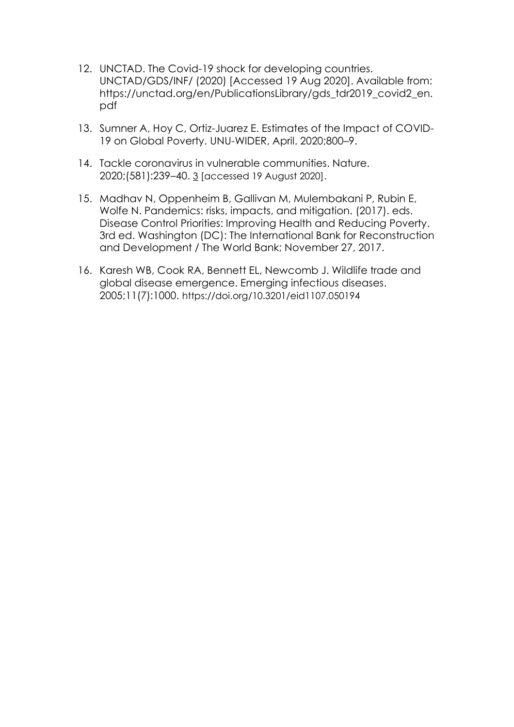12. UNCTAD. The Covid-19 shock for developing countries. UNCTAD/GDS/INF/ (2020) [Accessed 19 Aug 2020]. Available from: https://unctad.org/en/PublicationsLibrary/gds_tdr2019_covid2_en.pdf

13. Sumner A, Hoy C, Ortiz-Juarez E. Estimates of the Impact of COVID-19 on Global Poverty. UNU-WIDER, April. 2020;800–9.

14. Tackle coronavirus in vulnerable communities. Nature. 2020;(581):239–40. 3 [accessed 19 August 2020].

15. Madhav N, Oppenheim B, Gallivan M, Mulembakani P, Rubin E, Wolfe N. Pandemics: risks, impacts, and mitigation. (2017). eds. Disease Control Priorities: Improving Health and Reducing Poverty. 3rd ed. Washington (DC): The International Bank for Reconstruction and Development / The World Bank; November 27, 2017.

16. Karesh WB, Cook RA, Bennett EL, Newcomb J. Wildlife trade and global disease emergence. Emerging infectious diseases. 2005;11(7):1000. https://doi.org/10.3201/eid1107.050194